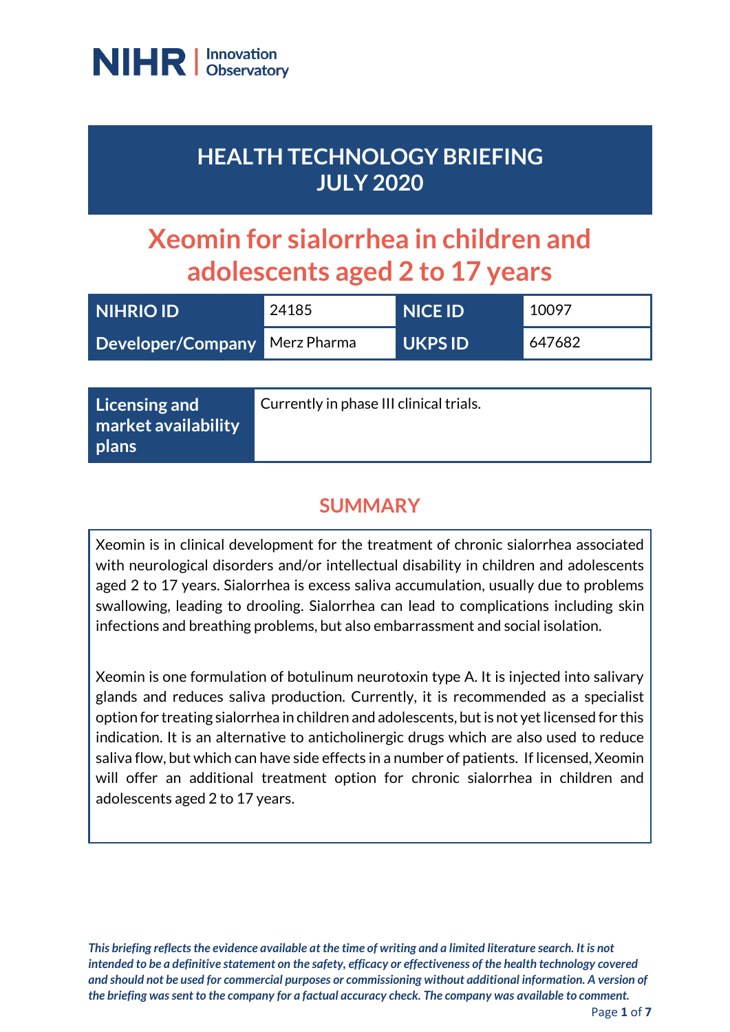NIHR | Innovation Observatory

# HEALTH TECHNOLOGY BRIEFING JULY 2020

# Xeomin for sialorrhea in children and adolescents aged 2 to 17 years

| NIHRIO ID | 24185 | NICE ID | 10097 |
|---|---|---|---|
| Developer/Company | Merz Pharma | UKPS ID | 647682 |

| Licensing and market availability plans | Currently in phase III clinical trials. |
|---|---|

## SUMMARY

Xeomin is in clinical development for the treatment of chronic sialorrhea associated with neurological disorders and/or intellectual disability in children and adolescents aged 2 to 17 years. Sialorrhea is excess saliva accumulation, usually due to problems swallowing, leading to drooling. Sialorrhea can lead to complications including skin infections and breathing problems, but also embarrassment and social isolation.

Xeomin is one formulation of botulinum neurotoxin type A. It is injected into salivary glands and reduces saliva production. Currently, it is recommended as a specialist option for treating sialorrhea in children and adolescents, but is not yet licensed for this indication. It is an alternative to anticholinergic drugs which are also used to reduce saliva flow, but which can have side effects in a number of patients. If licensed, Xeomin will offer an additional treatment option for chronic sialorrhea in children and adolescents aged 2 to 17 years.

*This briefing reflects the evidence available at the time of writing and a limited literature search. It is not intended to be a definitive statement on the safety, efficacy or effectiveness of the health technology covered and should not be used for commercial purposes or commissioning without additional information. A version of the briefing was sent to the company for a factual accuracy check. The company was available to comment.*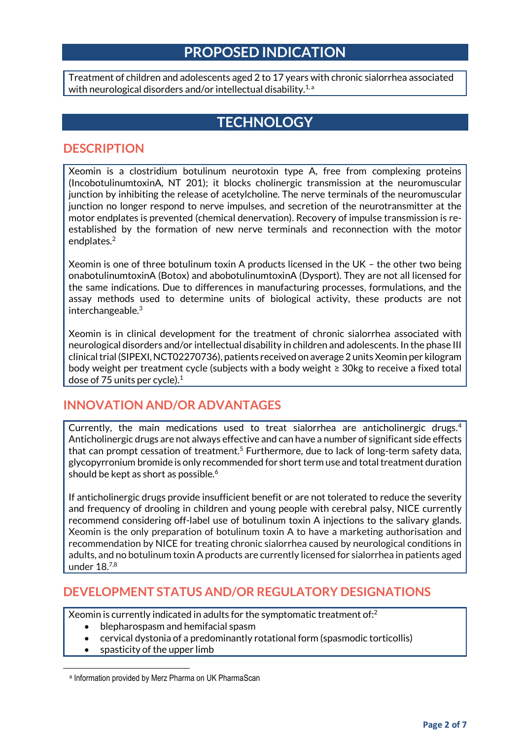# PROPOSED INDICATION

Treatment of children and adolescents aged 2 to 17 years with chronic sialorrhea associated with neurological disorders and/or intellectual disability.[1, a]

# TECHNOLOGY

## DESCRIPTION

Xeomin is a clostridium botulinum neurotoxin type A, free from complexing proteins (IncobotulinumtoxinA, NT 201); it blocks cholinergic transmission at the neuromuscular junction by inhibiting the release of acetylcholine. The nerve terminals of the neuromuscular junction no longer respond to nerve impulses, and secretion of the neurotransmitter at the motor endplates is prevented (chemical denervation). Recovery of impulse transmission is re-established by the formation of new nerve terminals and reconnection with the motor endplates.[2]

Xeomin is one of three botulinum toxin A products licensed in the UK – the other two being onabotulinumtoxinA (Botox) and abobotulinumtoxinA (Dysport). They are not all licensed for the same indications. Due to differences in manufacturing processes, formulations, and the assay methods used to determine units of biological activity, these products are not interchangeable.[3]

Xeomin is in clinical development for the treatment of chronic sialorrhea associated with neurological disorders and/or intellectual disability in children and adolescents. In the phase III clinical trial (SIPEXI, NCT02270736), patients received on average 2 units Xeomin per kilogram body weight per treatment cycle (subjects with a body weight ≥ 30kg to receive a fixed total dose of 75 units per cycle).[1]

## INNOVATION AND/OR ADVANTAGES

Currently, the main medications used to treat sialorrhea are anticholinergic drugs.[4] Anticholinergic drugs are not always effective and can have a number of significant side effects that can prompt cessation of treatment.[5] Furthermore, due to lack of long-term safety data, glycopyrronium bromide is only recommended for short term use and total treatment duration should be kept as short as possible.[6]

If anticholinergic drugs provide insufficient benefit or are not tolerated to reduce the severity and frequency of drooling in children and young people with cerebral palsy, NICE currently recommend considering off-label use of botulinum toxin A injections to the salivary glands. Xeomin is the only preparation of botulinum toxin A to have a marketing authorisation and recommendation by NICE for treating chronic sialorrhea caused by neurological conditions in adults, and no botulinum toxin A products are currently licensed for sialorrhea in patients aged under 18.[7,8]

## DEVELOPMENT STATUS AND/OR REGULATORY DESIGNATIONS

Xeomin is currently indicated in adults for the symptomatic treatment of:[2]

- blepharospasm and hemifacial spasm
- cervical dystonia of a predominantly rotational form (spasmodic torticollis)
- spasticity of the upper limb

[a] Information provided by Merz Pharma on UK PharmaScan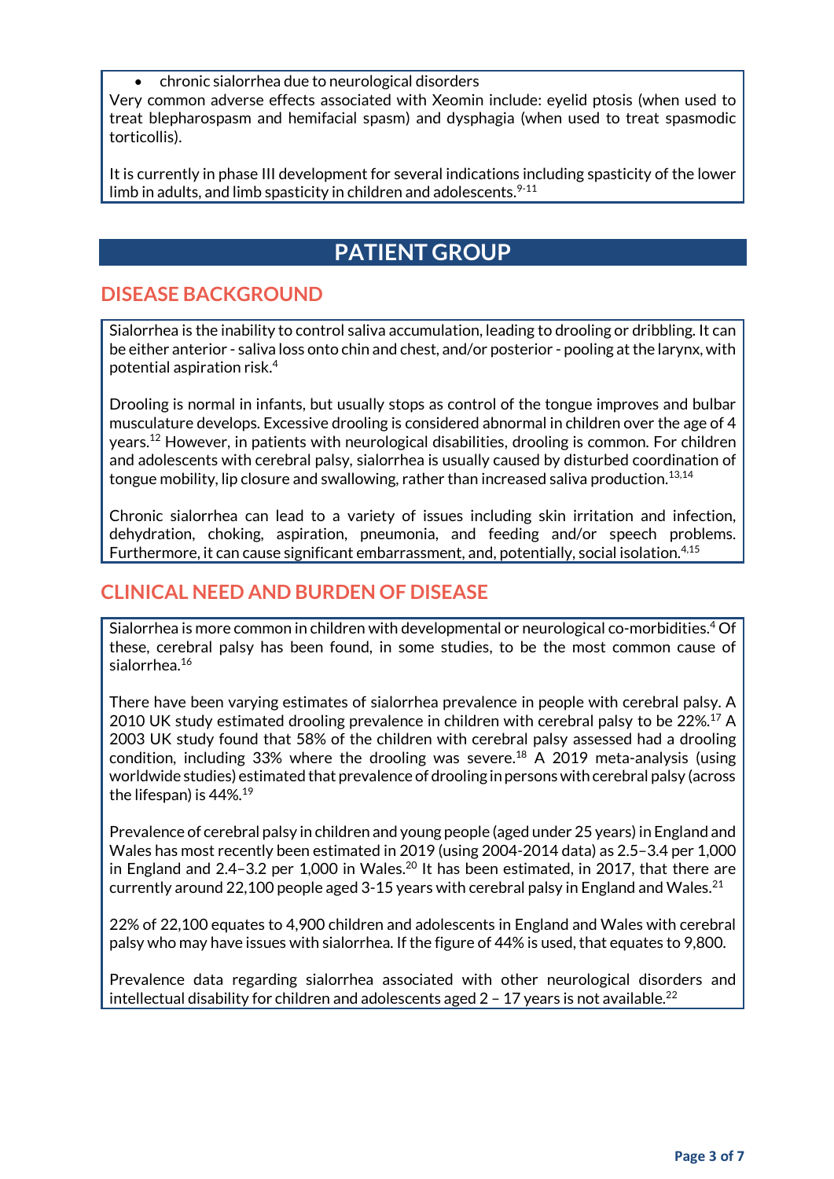- chronic sialorrhea due to neurological disorders

Very common adverse effects associated with Xeomin include: eyelid ptosis (when used to treat blepharospasm and hemifacial spasm) and dysphagia (when used to treat spasmodic torticollis).

It is currently in phase III development for several indications including spasticity of the lower limb in adults, and limb spasticity in children and adolescents.[9-11]

# PATIENT GROUP

## DISEASE BACKGROUND

Sialorrhea is the inability to control saliva accumulation, leading to drooling or dribbling. It can be either anterior - saliva loss onto chin and chest, and/or posterior - pooling at the larynx, with potential aspiration risk.[4]

Drooling is normal in infants, but usually stops as control of the tongue improves and bulbar musculature develops. Excessive drooling is considered abnormal in children over the age of 4 years.[12] However, in patients with neurological disabilities, drooling is common. For children and adolescents with cerebral palsy, sialorrhea is usually caused by disturbed coordination of tongue mobility, lip closure and swallowing, rather than increased saliva production.[13,14]

Chronic sialorrhea can lead to a variety of issues including skin irritation and infection, dehydration, choking, aspiration, pneumonia, and feeding and/or speech problems. Furthermore, it can cause significant embarrassment, and, potentially, social isolation.[4,15]

## CLINICAL NEED AND BURDEN OF DISEASE

Sialorrhea is more common in children with developmental or neurological co-morbidities.[4] Of these, cerebral palsy has been found, in some studies, to be the most common cause of sialorrhea.[16]

There have been varying estimates of sialorrhea prevalence in people with cerebral palsy. A 2010 UK study estimated drooling prevalence in children with cerebral palsy to be 22%.[17] A 2003 UK study found that 58% of the children with cerebral palsy assessed had a drooling condition, including 33% where the drooling was severe.[18] A 2019 meta-analysis (using worldwide studies) estimated that prevalence of drooling in persons with cerebral palsy (across the lifespan) is 44%.[19]

Prevalence of cerebral palsy in children and young people (aged under 25 years) in England and Wales has most recently been estimated in 2019 (using 2004-2014 data) as 2.5–3.4 per 1,000 in England and 2.4–3.2 per 1,000 in Wales.[20] It has been estimated, in 2017, that there are currently around 22,100 people aged 3-15 years with cerebral palsy in England and Wales.[21]

22% of 22,100 equates to 4,900 children and adolescents in England and Wales with cerebral palsy who may have issues with sialorrhea. If the figure of 44% is used, that equates to 9,800.

Prevalence data regarding sialorrhea associated with other neurological disorders and intellectual disability for children and adolescents aged 2 – 17 years is not available.[22]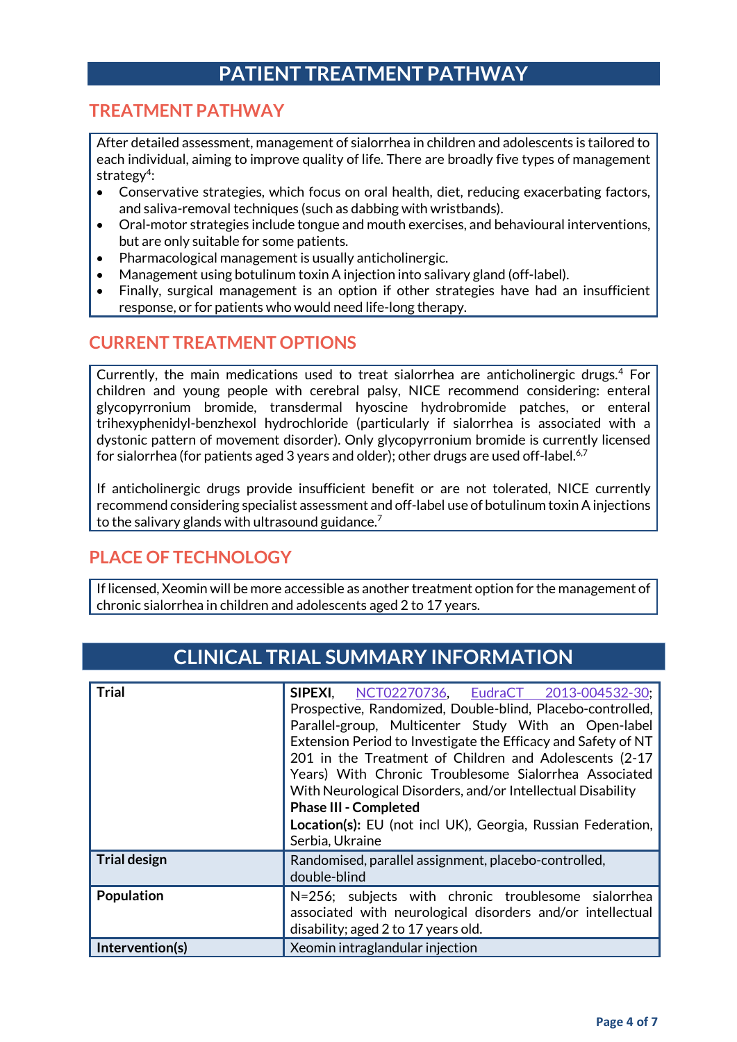# PATIENT TREATMENT PATHWAY

## TREATMENT PATHWAY

After detailed assessment, management of sialorrhea in children and adolescents is tailored to each individual, aiming to improve quality of life. There are broadly five types of management strategy[4]:

- Conservative strategies, which focus on oral health, diet, reducing exacerbating factors, and saliva-removal techniques (such as dabbing with wristbands).
- Oral-motor strategies include tongue and mouth exercises, and behavioural interventions, but are only suitable for some patients.
- Pharmacological management is usually anticholinergic.
- Management using botulinum toxin A injection into salivary gland (off-label).
- Finally, surgical management is an option if other strategies have had an insufficient response, or for patients who would need life-long therapy.

## CURRENT TREATMENT OPTIONS

Currently, the main medications used to treat sialorrhea are anticholinergic drugs.[4] For children and young people with cerebral palsy, NICE recommend considering: enteral glycopyrronium bromide, transdermal hyoscine hydrobromide patches, or enteral trihexyphenidyl-benzhexol hydrochloride (particularly if sialorrhea is associated with a dystonic pattern of movement disorder). Only glycopyrronium bromide is currently licensed for sialorrhea (for patients aged 3 years and older); other drugs are used off-label.[6,7]

If anticholinergic drugs provide insufficient benefit or are not tolerated, NICE currently recommend considering specialist assessment and off-label use of botulinum toxin A injections to the salivary glands with ultrasound guidance.[7]

## PLACE OF TECHNOLOGY

If licensed, Xeomin will be more accessible as another treatment option for the management of chronic sialorrhea in children and adolescents aged 2 to 17 years.

# CLINICAL TRIAL SUMMARY INFORMATION

| | |
|---|---|
| **Trial** | **SIPEXI**, NCT02270736, EudraCT 2013-004532-30; Prospective, Randomized, Double-blind, Placebo-controlled, Parallel-group, Multicenter Study With an Open-label Extension Period to Investigate the Efficacy and Safety of NT 201 in the Treatment of Children and Adolescents (2-17 Years) With Chronic Troublesome Sialorrhea Associated With Neurological Disorders, and/or Intellectual Disability<br>**Phase III - Completed**<br>**Location(s):** EU (not incl UK), Georgia, Russian Federation, Serbia, Ukraine |
| **Trial design** | Randomised, parallel assignment, placebo-controlled, double-blind |
| **Population** | N=256; subjects with chronic troublesome sialorrhea associated with neurological disorders and/or intellectual disability; aged 2 to 17 years old. |
| **Intervention(s)** | Xeomin intraglandular injection |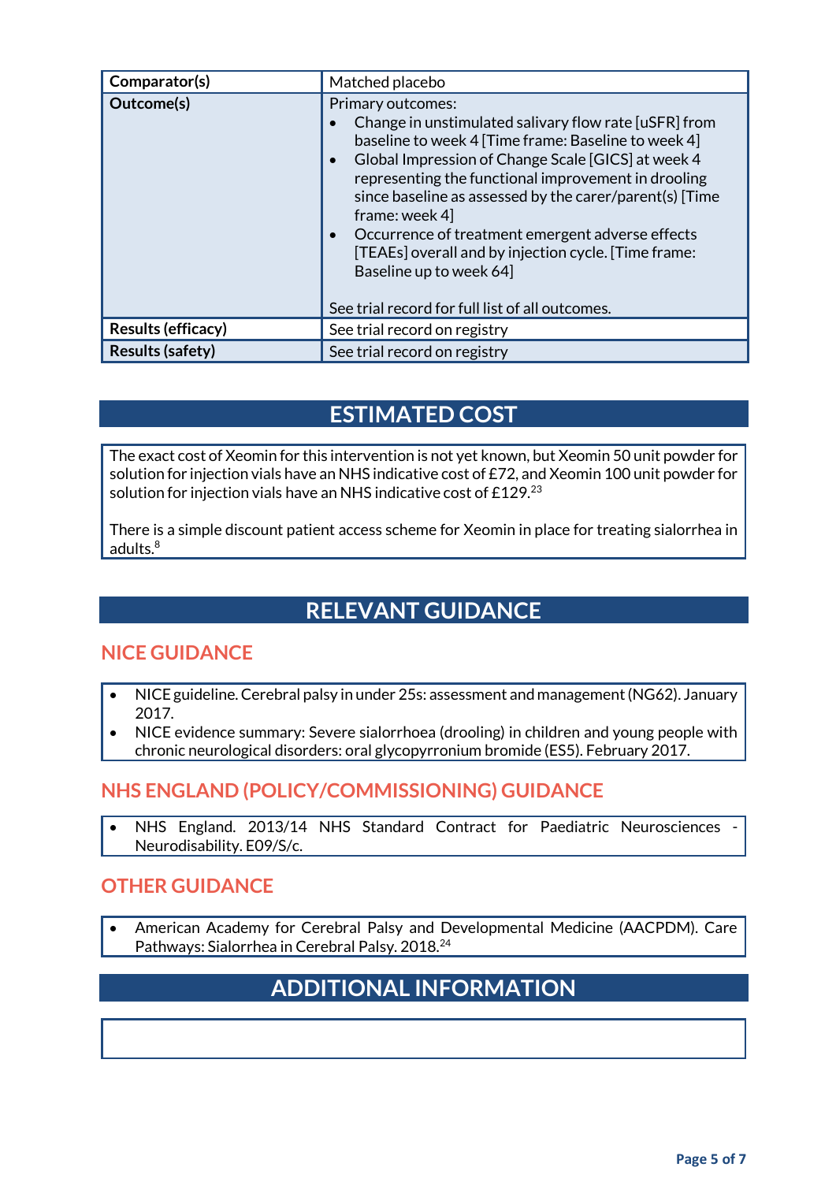| | |
|---|---|
| **Comparator(s)** | Matched placebo |
| **Outcome(s)** | Primary outcomes:<br>• Change in unstimulated salivary flow rate [uSFR] from baseline to week 4 [Time frame: Baseline to week 4]<br>• Global Impression of Change Scale [GICS] at week 4 representing the functional improvement in drooling since baseline as assessed by the carer/parent(s) [Time frame: week 4]<br>• Occurrence of treatment emergent adverse effects [TEAEs] overall and by injection cycle. [Time frame: Baseline up to week 64]<br><br>See trial record for full list of all outcomes. |
| **Results (efficacy)** | See trial record on registry |
| **Results (safety)** | See trial record on registry |

## ESTIMATED COST

The exact cost of Xeomin for this intervention is not yet known, but Xeomin 50 unit powder for solution for injection vials have an NHS indicative cost of £72, and Xeomin 100 unit powder for solution for injection vials have an NHS indicative cost of £129.[23]

There is a simple discount patient access scheme for Xeomin in place for treating sialorrhea in adults.[8]

## RELEVANT GUIDANCE

### NICE GUIDANCE

- NICE guideline. Cerebral palsy in under 25s: assessment and management (NG62). January 2017.
- NICE evidence summary: Severe sialorrhoea (drooling) in children and young people with chronic neurological disorders: oral glycopyrronium bromide (ES5). February 2017.

### NHS ENGLAND (POLICY/COMMISSIONING) GUIDANCE

- NHS England. 2013/14 NHS Standard Contract for Paediatric Neurosciences - Neurodisability. E09/S/c.

### OTHER GUIDANCE

- American Academy for Cerebral Palsy and Developmental Medicine (AACPDM). Care Pathways: Sialorrhea in Cerebral Palsy. 2018.[24]

## ADDITIONAL INFORMATION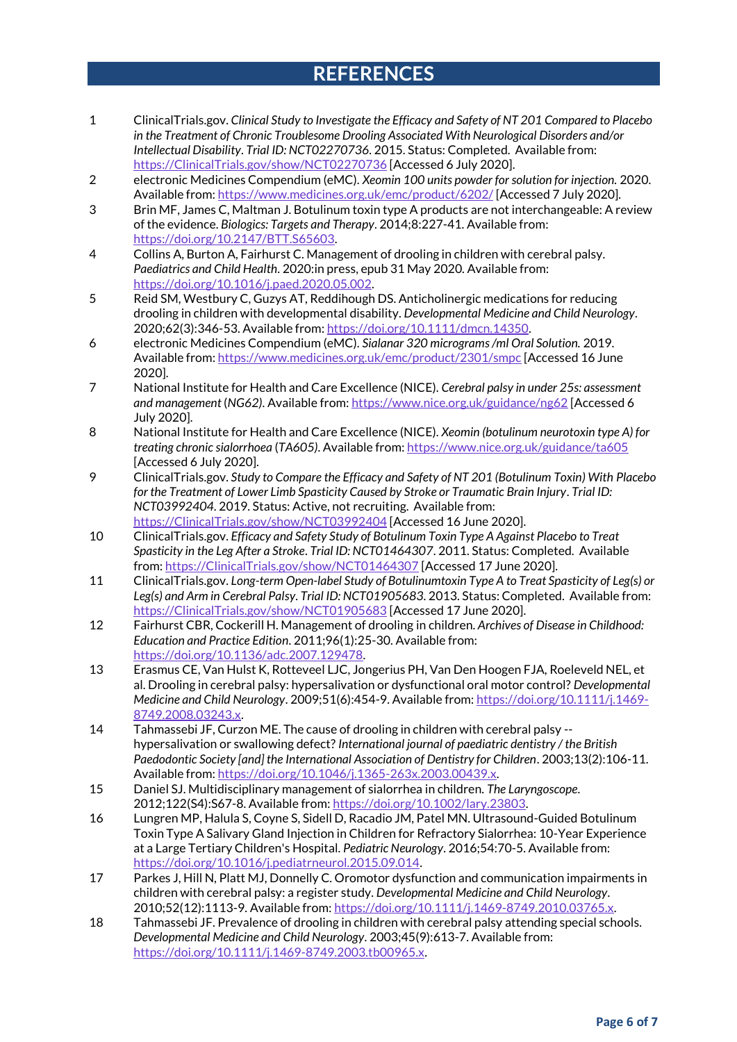# REFERENCES

1. ClinicalTrials.gov. *Clinical Study to Investigate the Efficacy and Safety of NT 201 Compared to Placebo in the Treatment of Chronic Troublesome Drooling Associated With Neurological Disorders and/or Intellectual Disability*. *Trial ID: NCT02270736*. 2015. Status: Completed. Available from: https://ClinicalTrials.gov/show/NCT02270736 [Accessed 6 July 2020].
2. electronic Medicines Compendium (eMC). *Xeomin 100 units powder for solution for injection.* 2020. Available from: https://www.medicines.org.uk/emc/product/6202/ [Accessed 7 July 2020].
3. Brin MF, James C, Maltman J. Botulinum toxin type A products are not interchangeable: A review of the evidence. *Biologics: Targets and Therapy*. 2014;8:227-41. Available from: https://doi.org/10.2147/BTT.S65603.
4. Collins A, Burton A, Fairhurst C. Management of drooling in children with cerebral palsy. *Paediatrics and Child Health*. 2020:in press, epub 31 May 2020. Available from: https://doi.org/10.1016/j.paed.2020.05.002.
5. Reid SM, Westbury C, Guzys AT, Reddihough DS. Anticholinergic medications for reducing drooling in children with developmental disability. *Developmental Medicine and Child Neurology*. 2020;62(3):346-53. Available from: https://doi.org/10.1111/dmcn.14350.
6. electronic Medicines Compendium (eMC). *Sialanar 320 micrograms /ml Oral Solution.* 2019. Available from: https://www.medicines.org.uk/emc/product/2301/smpc [Accessed 16 June 2020].
7. National Institute for Health and Care Excellence (NICE). *Cerebral palsy in under 25s: assessment and management* (*NG62*). Available from: https://www.nice.org.uk/guidance/ng62 [Accessed 6 July 2020].
8. National Institute for Health and Care Excellence (NICE). *Xeomin (botulinum neurotoxin type A) for treating chronic sialorrhoea* (*TA605*). Available from: https://www.nice.org.uk/guidance/ta605 [Accessed 6 July 2020].
9. ClinicalTrials.gov. *Study to Compare the Efficacy and Safety of NT 201 (Botulinum Toxin) With Placebo for the Treatment of Lower Limb Spasticity Caused by Stroke or Traumatic Brain Injury*. *Trial ID: NCT03992404*. 2019. Status: Active, not recruiting. Available from: https://ClinicalTrials.gov/show/NCT03992404 [Accessed 16 June 2020].
10. ClinicalTrials.gov. *Efficacy and Safety Study of Botulinum Toxin Type A Against Placebo to Treat Spasticity in the Leg After a Stroke*. *Trial ID: NCT01464307*. 2011. Status: Completed. Available from: https://ClinicalTrials.gov/show/NCT01464307 [Accessed 17 June 2020].
11. ClinicalTrials.gov. *Long-term Open-label Study of Botulinumtoxin Type A to Treat Spasticity of Leg(s) or Leg(s) and Arm in Cerebral Palsy*. *Trial ID: NCT01905683*. 2013. Status: Completed. Available from: https://ClinicalTrials.gov/show/NCT01905683 [Accessed 17 June 2020].
12. Fairhurst CBR, Cockerill H. Management of drooling in children. *Archives of Disease in Childhood: Education and Practice Edition*. 2011;96(1):25-30. Available from: https://doi.org/10.1136/adc.2007.129478.
13. Erasmus CE, Van Hulst K, Rotteveel LJC, Jongerius PH, Van Den Hoogen FJA, Roeleveld NEL, et al. Drooling in cerebral palsy: hypersalivation or dysfunctional oral motor control? *Developmental Medicine and Child Neurology*. 2009;51(6):454-9. Available from: https://doi.org/10.1111/j.1469-8749.2008.03243.x.
14. Tahmassebi JF, Curzon ME. The cause of drooling in children with cerebral palsy -- hypersalivation or swallowing defect? *International journal of paediatric dentistry / the British Paedodontic Society [and] the International Association of Dentistry for Children*. 2003;13(2):106-11. Available from: https://doi.org/10.1046/j.1365-263x.2003.00439.x.
15. Daniel SJ. Multidisciplinary management of sialorrhea in children. *The Laryngoscope*. 2012;122(S4):S67-8. Available from: https://doi.org/10.1002/lary.23803.
16. Lungren MP, Halula S, Coyne S, Sidell D, Racadio JM, Patel MN. Ultrasound-Guided Botulinum Toxin Type A Salivary Gland Injection in Children for Refractory Sialorrhea: 10-Year Experience at a Large Tertiary Children's Hospital. *Pediatric Neurology*. 2016;54:70-5. Available from: https://doi.org/10.1016/j.pediatrneurol.2015.09.014.
17. Parkes J, Hill N, Platt MJ, Donnelly C. Oromotor dysfunction and communication impairments in children with cerebral palsy: a register study. *Developmental Medicine and Child Neurology*. 2010;52(12):1113-9. Available from: https://doi.org/10.1111/j.1469-8749.2010.03765.x.
18. Tahmassebi JF. Prevalence of drooling in children with cerebral palsy attending special schools. *Developmental Medicine and Child Neurology*. 2003;45(9):613-7. Available from: https://doi.org/10.1111/j.1469-8749.2003.tb00965.x.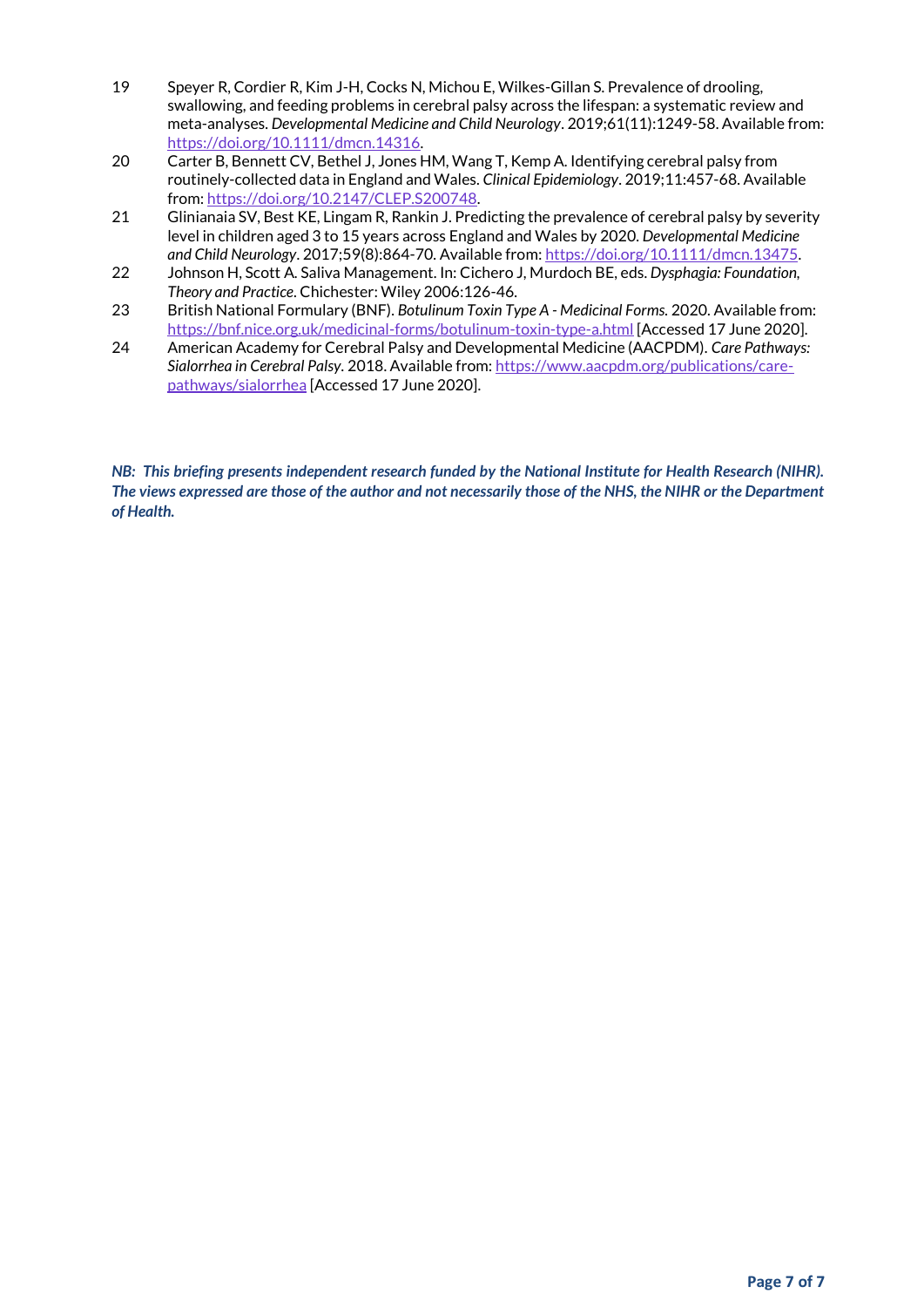19. Speyer R, Cordier R, Kim J-H, Cocks N, Michou E, Wilkes-Gillan S. Prevalence of drooling, swallowing, and feeding problems in cerebral palsy across the lifespan: a systematic review and meta-analyses. *Developmental Medicine and Child Neurology*. 2019;61(11):1249-58. Available from: https://doi.org/10.1111/dmcn.14316.
20. Carter B, Bennett CV, Bethel J, Jones HM, Wang T, Kemp A. Identifying cerebral palsy from routinely-collected data in England and Wales. *Clinical Epidemiology*. 2019;11:457-68. Available from: https://doi.org/10.2147/CLEP.S200748.
21. Glinianaia SV, Best KE, Lingam R, Rankin J. Predicting the prevalence of cerebral palsy by severity level in children aged 3 to 15 years across England and Wales by 2020. *Developmental Medicine and Child Neurology*. 2017;59(8):864-70. Available from: https://doi.org/10.1111/dmcn.13475.
22. Johnson H, Scott A. Saliva Management. In: Cichero J, Murdoch BE, eds. *Dysphagia: Foundation, Theory and Practice*. Chichester: Wiley 2006:126-46.
23. British National Formulary (BNF). *Botulinum Toxin Type A - Medicinal Forms.* 2020. Available from: https://bnf.nice.org.uk/medicinal-forms/botulinum-toxin-type-a.html [Accessed 17 June 2020].
24. American Academy for Cerebral Palsy and Developmental Medicine (AACPDM). *Care Pathways: Sialorrhea in Cerebral Palsy*. 2018. Available from: https://www.aacpdm.org/publications/care-pathways/sialorrhea [Accessed 17 June 2020].

***NB: This briefing presents independent research funded by the National Institute for Health Research (NIHR). The views expressed are those of the author and not necessarily those of the NHS, the NIHR or the Department of Health.***